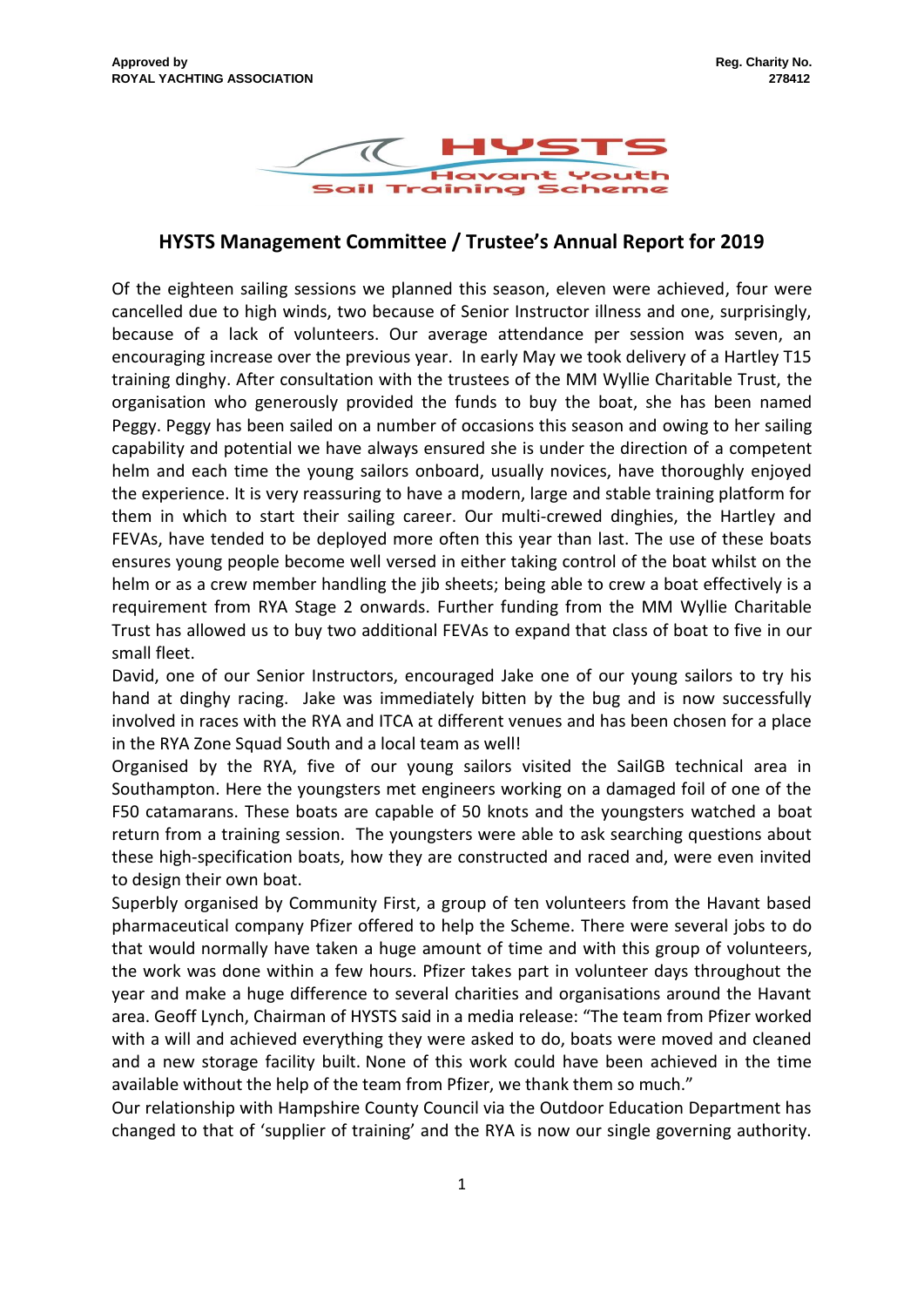**Approved by**
**ROYAL YACHTING ASSOCIATION**

**Reg. Charity No.**
**278412**

HYSTS
Havant Youth
Sail Training Scheme

## HYSTS Management Committee / Trustee's Annual Report for 2019

Of the eighteen sailing sessions we planned this season, eleven were achieved, four were cancelled due to high winds, two because of Senior Instructor illness and one, surprisingly, because of a lack of volunteers. Our average attendance per session was seven, an encouraging increase over the previous year. In early May we took delivery of a Hartley T15 training dinghy. After consultation with the trustees of the MM Wyllie Charitable Trust, the organisation who generously provided the funds to buy the boat, she has been named Peggy. Peggy has been sailed on a number of occasions this season and owing to her sailing capability and potential we have always ensured she is under the direction of a competent helm and each time the young sailors onboard, usually novices, have thoroughly enjoyed the experience. It is very reassuring to have a modern, large and stable training platform for them in which to start their sailing career. Our multi-crewed dinghies, the Hartley and FEVAs, have tended to be deployed more often this year than last. The use of these boats ensures young people become well versed in either taking control of the boat whilst on the helm or as a crew member handling the jib sheets; being able to crew a boat effectively is a requirement from RYA Stage 2 onwards. Further funding from the MM Wyllie Charitable Trust has allowed us to buy two additional FEVAs to expand that class of boat to five in our small fleet.

David, one of our Senior Instructors, encouraged Jake one of our young sailors to try his hand at dinghy racing. Jake was immediately bitten by the bug and is now successfully involved in races with the RYA and ITCA at different venues and has been chosen for a place in the RYA Zone Squad South and a local team as well!

Organised by the RYA, five of our young sailors visited the SailGB technical area in Southampton. Here the youngsters met engineers working on a damaged foil of one of the F50 catamarans. These boats are capable of 50 knots and the youngsters watched a boat return from a training session. The youngsters were able to ask searching questions about these high-specification boats, how they are constructed and raced and, were even invited to design their own boat.

Superbly organised by Community First, a group of ten volunteers from the Havant based pharmaceutical company Pfizer offered to help the Scheme. There were several jobs to do that would normally have taken a huge amount of time and with this group of volunteers, the work was done within a few hours. Pfizer takes part in volunteer days throughout the year and make a huge difference to several charities and organisations around the Havant area. Geoff Lynch, Chairman of HYSTS said in a media release: "The team from Pfizer worked with a will and achieved everything they were asked to do, boats were moved and cleaned and a new storage facility built. None of this work could have been achieved in the time available without the help of the team from Pfizer, we thank them so much."

Our relationship with Hampshire County Council via the Outdoor Education Department has changed to that of 'supplier of training' and the RYA is now our single governing authority.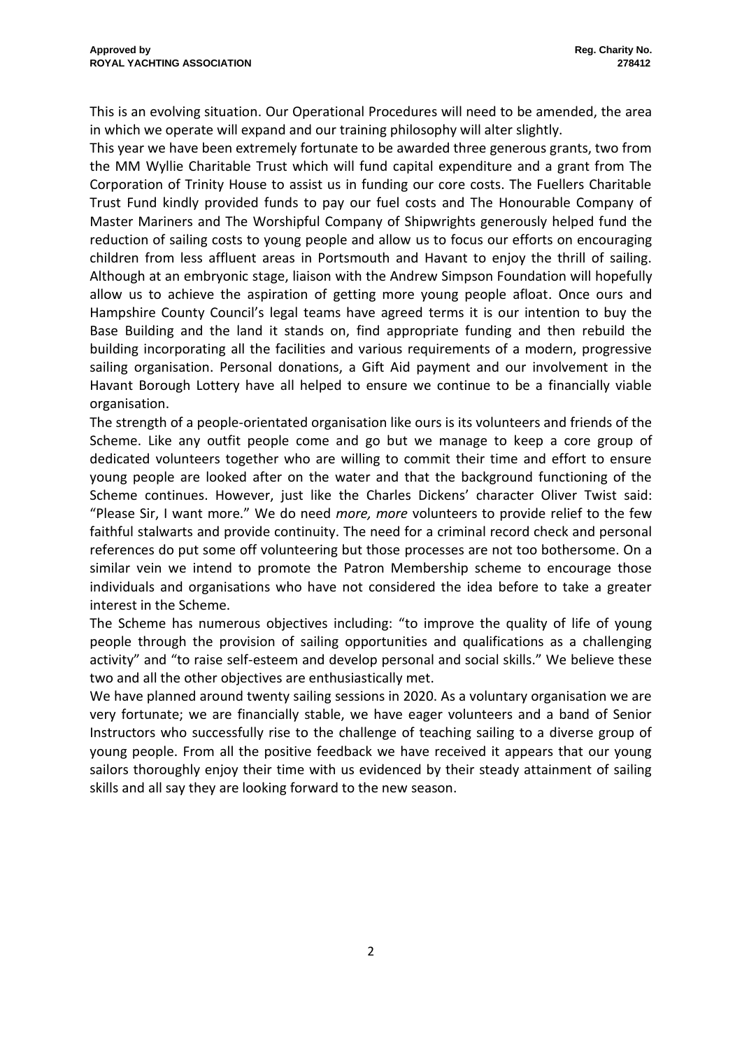This is an evolving situation. Our Operational Procedures will need to be amended, the area in which we operate will expand and our training philosophy will alter slightly.

This year we have been extremely fortunate to be awarded three generous grants, two from the MM Wyllie Charitable Trust which will fund capital expenditure and a grant from The Corporation of Trinity House to assist us in funding our core costs. The Fuellers Charitable Trust Fund kindly provided funds to pay our fuel costs and The Honourable Company of Master Mariners and The Worshipful Company of Shipwrights generously helped fund the reduction of sailing costs to young people and allow us to focus our efforts on encouraging children from less affluent areas in Portsmouth and Havant to enjoy the thrill of sailing. Although at an embryonic stage, liaison with the Andrew Simpson Foundation will hopefully allow us to achieve the aspiration of getting more young people afloat. Once ours and Hampshire County Council's legal teams have agreed terms it is our intention to buy the Base Building and the land it stands on, find appropriate funding and then rebuild the building incorporating all the facilities and various requirements of a modern, progressive sailing organisation. Personal donations, a Gift Aid payment and our involvement in the Havant Borough Lottery have all helped to ensure we continue to be a financially viable organisation.

The strength of a people-orientated organisation like ours is its volunteers and friends of the Scheme. Like any outfit people come and go but we manage to keep a core group of dedicated volunteers together who are willing to commit their time and effort to ensure young people are looked after on the water and that the background functioning of the Scheme continues. However, just like the Charles Dickens' character Oliver Twist said: "Please Sir, I want more." We do need *more, more* volunteers to provide relief to the few faithful stalwarts and provide continuity. The need for a criminal record check and personal references do put some off volunteering but those processes are not too bothersome. On a similar vein we intend to promote the Patron Membership scheme to encourage those individuals and organisations who have not considered the idea before to take a greater interest in the Scheme.

The Scheme has numerous objectives including: "to improve the quality of life of young people through the provision of sailing opportunities and qualifications as a challenging activity" and "to raise self-esteem and develop personal and social skills." We believe these two and all the other objectives are enthusiastically met.

We have planned around twenty sailing sessions in 2020. As a voluntary organisation we are very fortunate; we are financially stable, we have eager volunteers and a band of Senior Instructors who successfully rise to the challenge of teaching sailing to a diverse group of young people. From all the positive feedback we have received it appears that our young sailors thoroughly enjoy their time with us evidenced by their steady attainment of sailing skills and all say they are looking forward to the new season.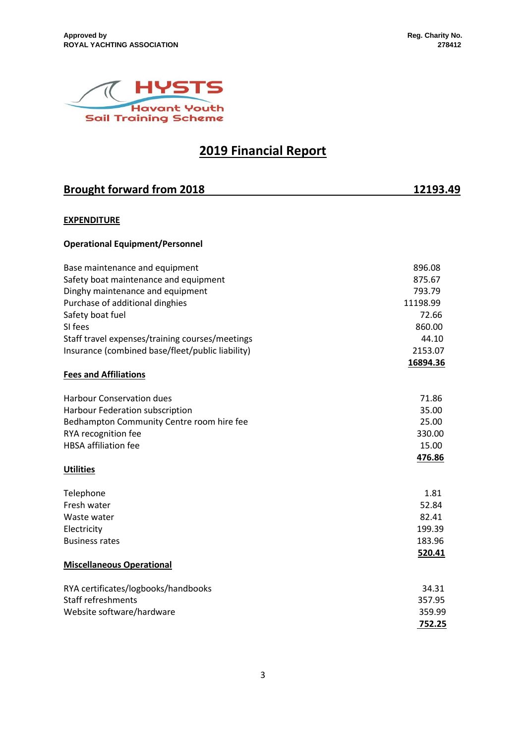Approved by
ROYAL YACHTING ASSOCIATION

Reg. Charity No.
278412

HYSTS
Havant Youth
Sail Training Scheme

# 2019 Financial Report

| **Brought forward from 2018** | **12193.49** |
|---|---|

## EXPENDITURE

### Operational Equipment/Personnel

| | |
|---|---|
| Base maintenance and equipment | 896.08 |
| Safety boat maintenance and equipment | 875.67 |
| Dinghy maintenance and equipment | 793.79 |
| Purchase of additional dinghies | 11198.99 |
| Safety boat fuel | 72.66 |
| SI fees | 860.00 |
| Staff travel expenses/training courses/meetings | 44.10 |
| Insurance (combined base/fleet/public liability) | 2153.07 |
| | **16894.36** |

### Fees and Affiliations

| | |
|---|---|
| Harbour Conservation dues | 71.86 |
| Harbour Federation subscription | 35.00 |
| Bedhampton Community Centre room hire fee | 25.00 |
| RYA recognition fee | 330.00 |
| HBSA affiliation fee | 15.00 |
| | **476.86** |

### Utilities

| | |
|---|---|
| Telephone | 1.81 |
| Fresh water | 52.84 |
| Waste water | 82.41 |
| Electricity | 199.39 |
| Business rates | 183.96 |
| | **520.41** |

### Miscellaneous Operational

| | |
|---|---|
| RYA certificates/logbooks/handbooks | 34.31 |
| Staff refreshments | 357.95 |
| Website software/hardware | 359.99 |
| | **752.25** |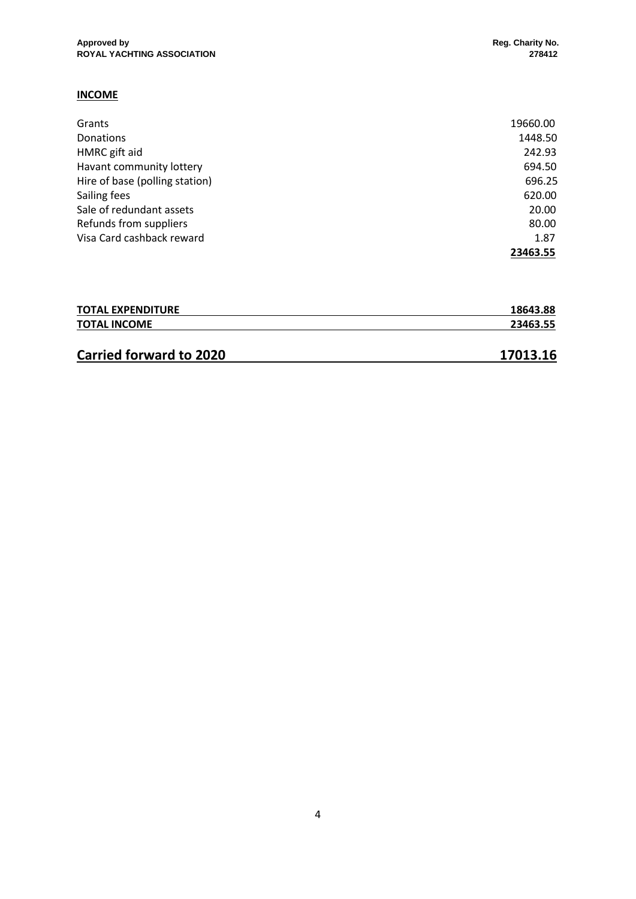**Approved by**
**ROYAL YACHTING ASSOCIATION**

**Reg. Charity No.**
**278412**

## INCOME

| | |
|---|---|
| Grants | 19660.00 |
| Donations | 1448.50 |
| HMRC gift aid | 242.93 |
| Havant community lottery | 694.50 |
| Hire of base (polling station) | 696.25 |
| Sailing fees | 620.00 |
| Sale of redundant assets | 20.00 |
| Refunds from suppliers | 80.00 |
| Visa Card cashback reward | 1.87 |
| | **23463.55** |

| | |
|---|---|
| **TOTAL EXPENDITURE** | **18643.88** |
| **TOTAL INCOME** | **23463.55** |

## Carried forward to 2020 — 17013.16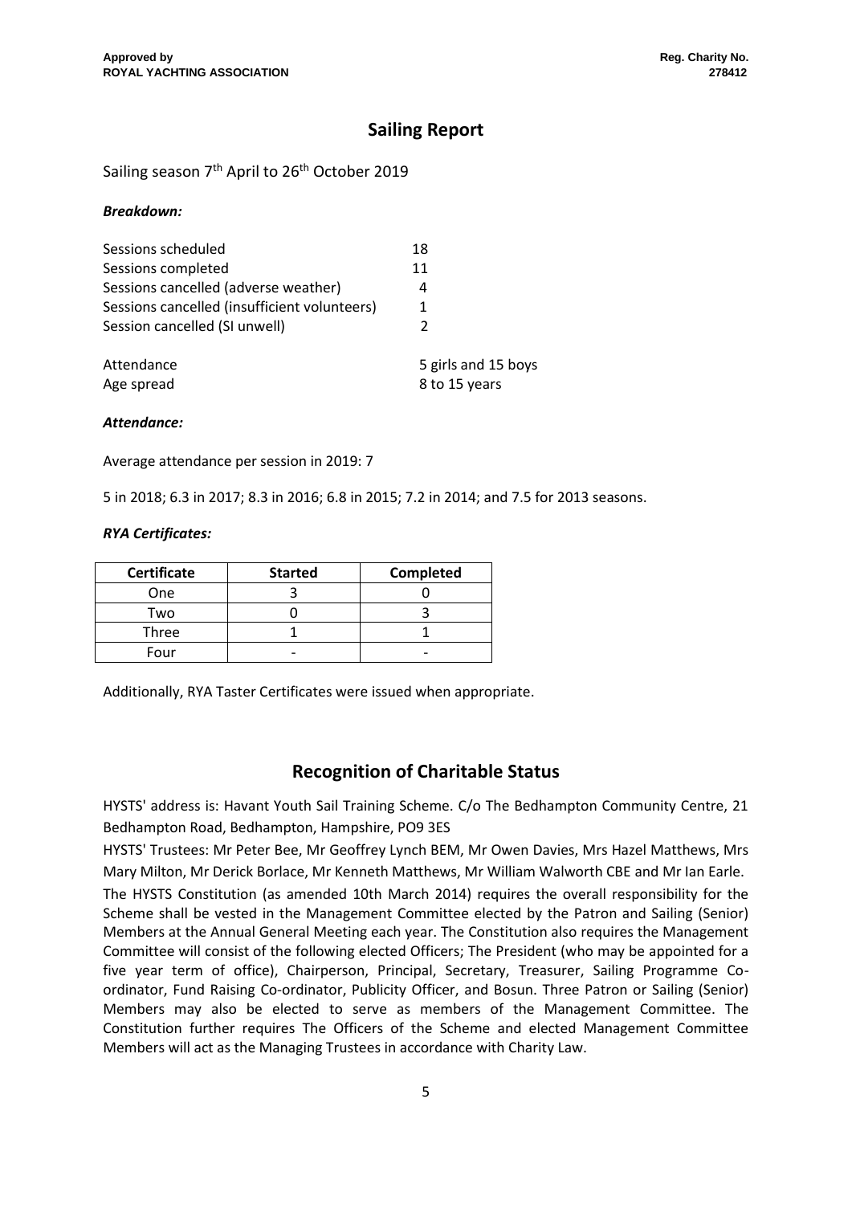## Sailing Report

Sailing season 7th April to 26th October 2019

***Breakdown:***

| | |
|---|---|
| Sessions scheduled | 18 |
| Sessions completed | 11 |
| Sessions cancelled (adverse weather) | 4 |
| Sessions cancelled (insufficient volunteers) | 1 |
| Session cancelled (SI unwell) | 2 |
| Attendance | 5 girls and 15 boys |
| Age spread | 8 to 15 years |

***Attendance:***

Average attendance per session in 2019: 7

5 in 2018; 6.3 in 2017; 8.3 in 2016; 6.8 in 2015; 7.2 in 2014; and 7.5 for 2013 seasons.

***RYA Certificates:***

| Certificate | Started | Completed |
|---|---|---|
| One | 3 | 0 |
| Two | 0 | 3 |
| Three | 1 | 1 |
| Four | - | - |

Additionally, RYA Taster Certificates were issued when appropriate.

## Recognition of Charitable Status

HYSTS' address is: Havant Youth Sail Training Scheme. C/o The Bedhampton Community Centre, 21 Bedhampton Road, Bedhampton, Hampshire, PO9 3ES

HYSTS' Trustees: Mr Peter Bee, Mr Geoffrey Lynch BEM, Mr Owen Davies, Mrs Hazel Matthews, Mrs Mary Milton, Mr Derick Borlace, Mr Kenneth Matthews, Mr William Walworth CBE and Mr Ian Earle.

The HYSTS Constitution (as amended 10th March 2014) requires the overall responsibility for the Scheme shall be vested in the Management Committee elected by the Patron and Sailing (Senior) Members at the Annual General Meeting each year. The Constitution also requires the Management Committee will consist of the following elected Officers; The President (who may be appointed for a five year term of office), Chairperson, Principal, Secretary, Treasurer, Sailing Programme Co-ordinator, Fund Raising Co-ordinator, Publicity Officer, and Bosun. Three Patron or Sailing (Senior) Members may also be elected to serve as members of the Management Committee. The Constitution further requires The Officers of the Scheme and elected Management Committee Members will act as the Managing Trustees in accordance with Charity Law.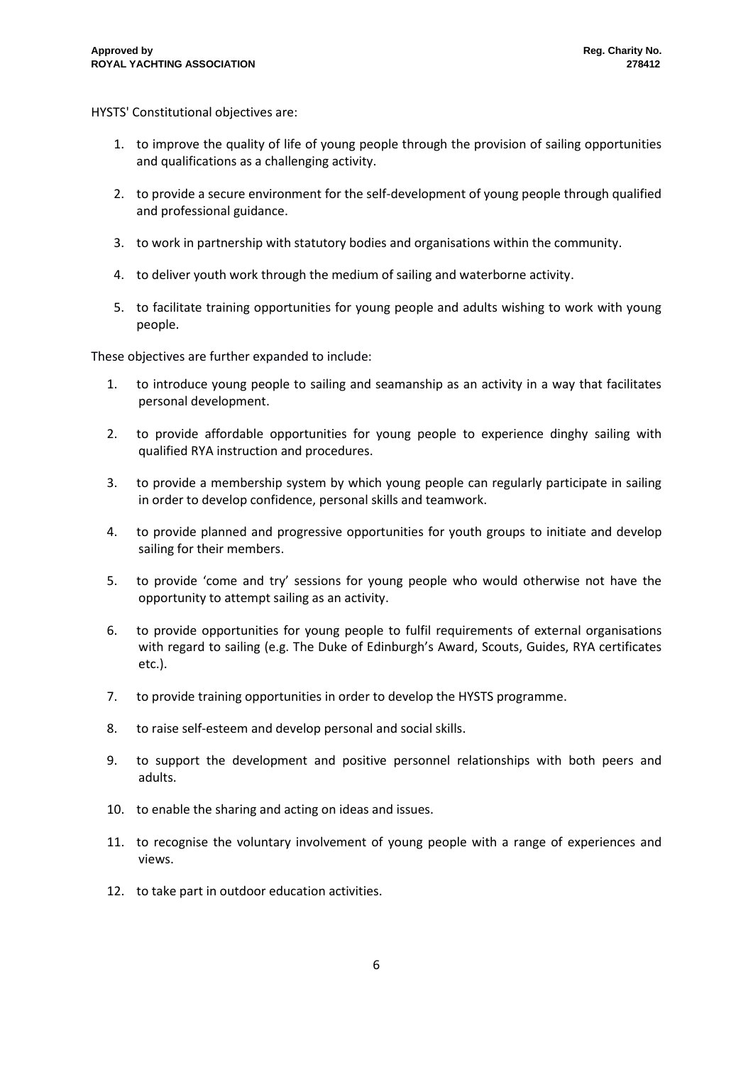HYSTS' Constitutional objectives are:

1. to improve the quality of life of young people through the provision of sailing opportunities and qualifications as a challenging activity.
2. to provide a secure environment for the self-development of young people through qualified and professional guidance.
3. to work in partnership with statutory bodies and organisations within the community.
4. to deliver youth work through the medium of sailing and waterborne activity.
5. to facilitate training opportunities for young people and adults wishing to work with young people.

These objectives are further expanded to include:

1. to introduce young people to sailing and seamanship as an activity in a way that facilitates personal development.
2. to provide affordable opportunities for young people to experience dinghy sailing with qualified RYA instruction and procedures.
3. to provide a membership system by which young people can regularly participate in sailing in order to develop confidence, personal skills and teamwork.
4. to provide planned and progressive opportunities for youth groups to initiate and develop sailing for their members.
5. to provide 'come and try' sessions for young people who would otherwise not have the opportunity to attempt sailing as an activity.
6. to provide opportunities for young people to fulfil requirements of external organisations with regard to sailing (e.g. The Duke of Edinburgh's Award, Scouts, Guides, RYA certificates etc.).
7. to provide training opportunities in order to develop the HYSTS programme.
8. to raise self-esteem and develop personal and social skills.
9. to support the development and positive personnel relationships with both peers and adults.
10. to enable the sharing and acting on ideas and issues.
11. to recognise the voluntary involvement of young people with a range of experiences and views.
12. to take part in outdoor education activities.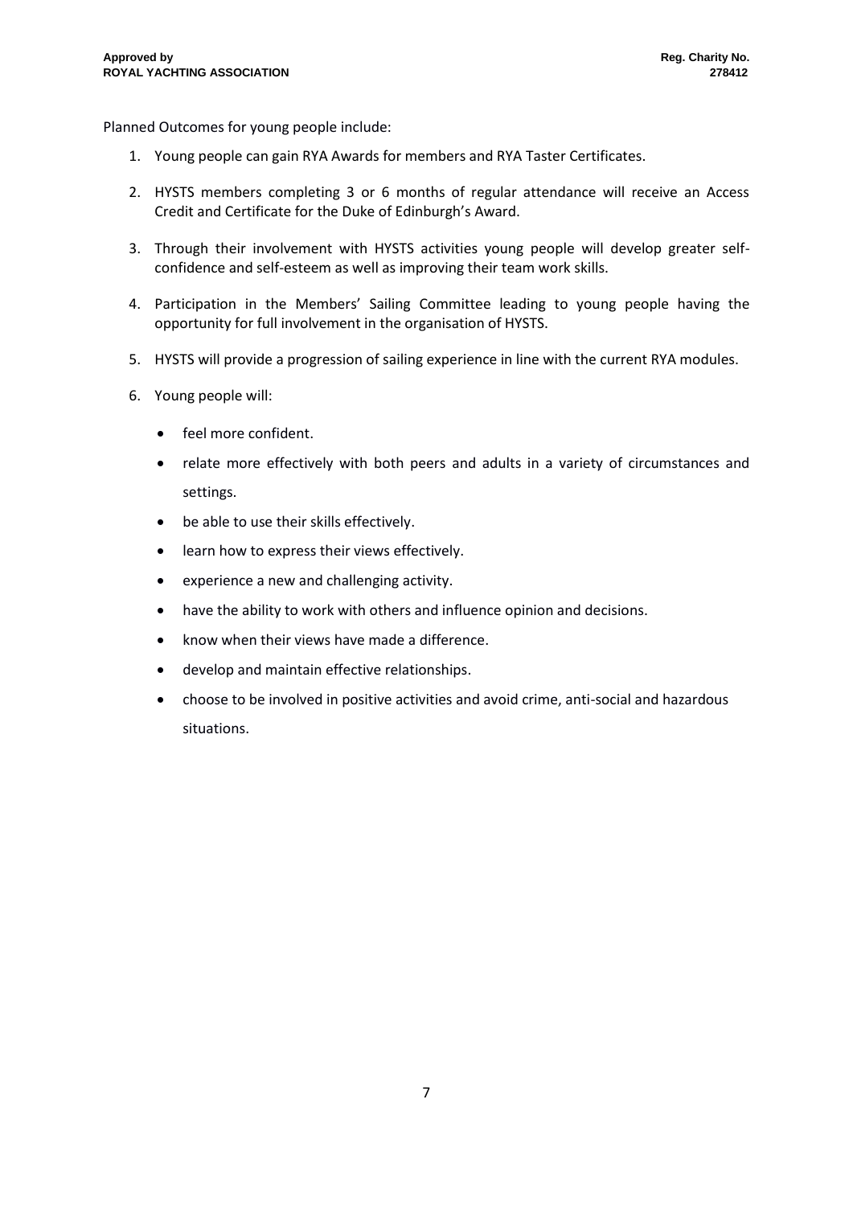Planned Outcomes for young people include:

1. Young people can gain RYA Awards for members and RYA Taster Certificates.

2. HYSTS members completing 3 or 6 months of regular attendance will receive an Access Credit and Certificate for the Duke of Edinburgh's Award.

3. Through their involvement with HYSTS activities young people will develop greater self-confidence and self-esteem as well as improving their team work skills.

4. Participation in the Members' Sailing Committee leading to young people having the opportunity for full involvement in the organisation of HYSTS.

5. HYSTS will provide a progression of sailing experience in line with the current RYA modules.

6. Young people will:

   - feel more confident.
   - relate more effectively with both peers and adults in a variety of circumstances and settings.
   - be able to use their skills effectively.
   - learn how to express their views effectively.
   - experience a new and challenging activity.
   - have the ability to work with others and influence opinion and decisions.
   - know when their views have made a difference.
   - develop and maintain effective relationships.
   - choose to be involved in positive activities and avoid crime, anti-social and hazardous situations.